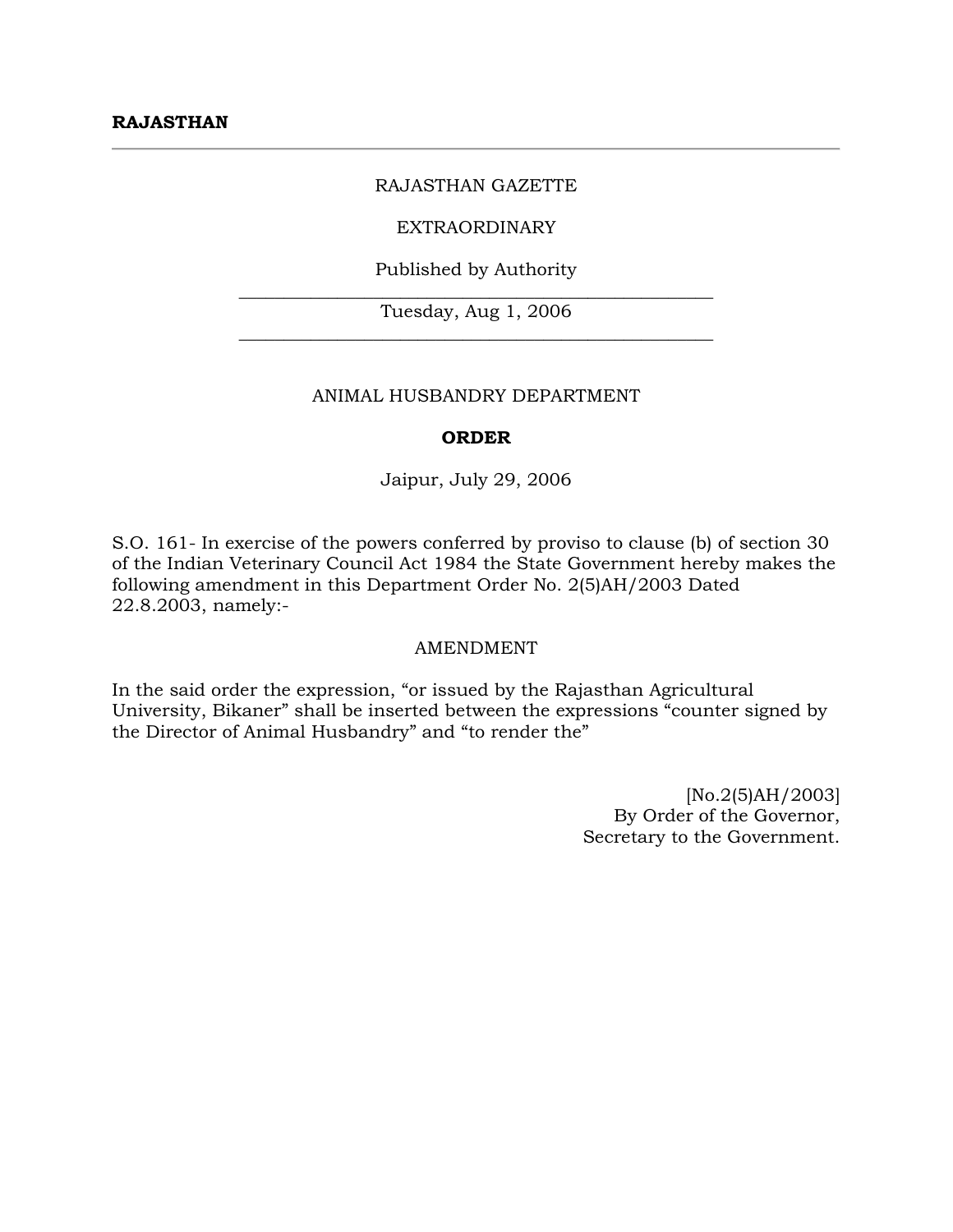**RAJASTHAN**

---

RAJASTHAN GAZETTE

EXTRAORDINARY

Published by Authority

---

Tuesday, Aug 1, 2006

---

ANIMAL HUSBANDRY DEPARTMENT

**ORDER**

Jaipur, July 29, 2006

S.O. 161- In exercise of the powers conferred by proviso to clause (b) of section 30 of the Indian Veterinary Council Act 1984 the State Government hereby makes the following amendment in this Department Order No. 2(5)AH/2003 Dated 22.8.2003, namely:-

AMENDMENT

In the said order the expression, "or issued by the Rajasthan Agricultural University, Bikaner" shall be inserted between the expressions "counter signed by the Director of Animal Husbandry" and "to render the"

[No.2(5)AH/2003]
By Order of the Governor,
Secretary to the Government.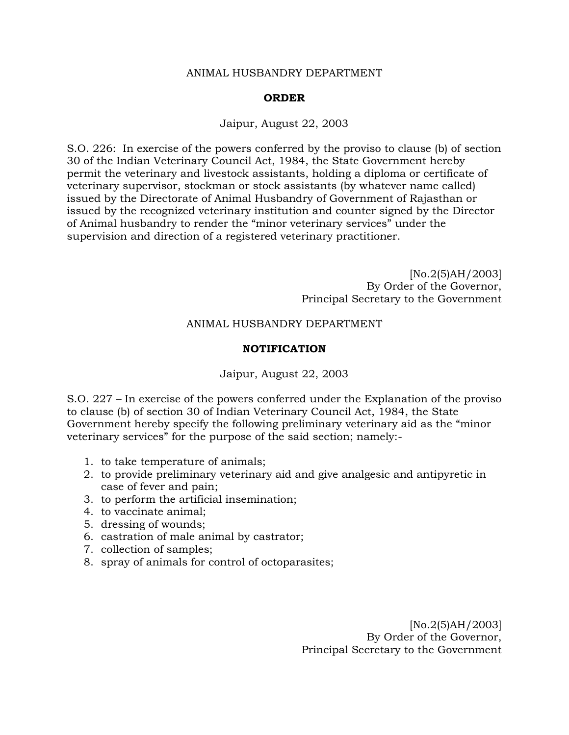ANIMAL HUSBANDRY DEPARTMENT

**ORDER**

Jaipur, August 22, 2003

S.O. 226: In exercise of the powers conferred by the proviso to clause (b) of section 30 of the Indian Veterinary Council Act, 1984, the State Government hereby permit the veterinary and livestock assistants, holding a diploma or certificate of veterinary supervisor, stockman or stock assistants (by whatever name called) issued by the Directorate of Animal Husbandry of Government of Rajasthan or issued by the recognized veterinary institution and counter signed by the Director of Animal husbandry to render the "minor veterinary services" under the supervision and direction of a registered veterinary practitioner.

[No.2(5)AH/2003]
By Order of the Governor,
Principal Secretary to the Government

ANIMAL HUSBANDRY DEPARTMENT

**NOTIFICATION**

Jaipur, August 22, 2003

S.O. 227 – In exercise of the powers conferred under the Explanation of the proviso to clause (b) of section 30 of Indian Veterinary Council Act, 1984, the State Government hereby specify the following preliminary veterinary aid as the "minor veterinary services" for the purpose of the said section; namely:-

1. to take temperature of animals;
2. to provide preliminary veterinary aid and give analgesic and antipyretic in case of fever and pain;
3. to perform the artificial insemination;
4. to vaccinate animal;
5. dressing of wounds;
6. castration of male animal by castrator;
7. collection of samples;
8. spray of animals for control of octoparasites;

[No.2(5)AH/2003]
By Order of the Governor,
Principal Secretary to the Government